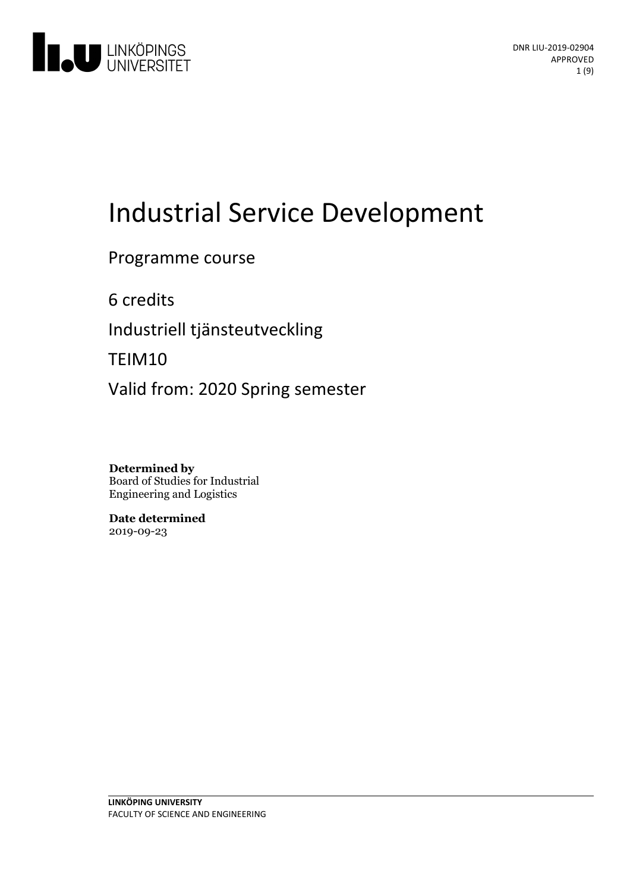DNR LIU-2019-02904
APPROVED

# Industrial Service Development

Programme course

6 credits

Industriell tjänsteutveckling

TEIM10

Valid from: 2020 Spring semester

**Determined by**
Board of Studies for Industrial Engineering and Logistics

**Date determined**
2019-09-23

**LINKÖPING UNIVERSITY**
FACULTY OF SCIENCE AND ENGINEERING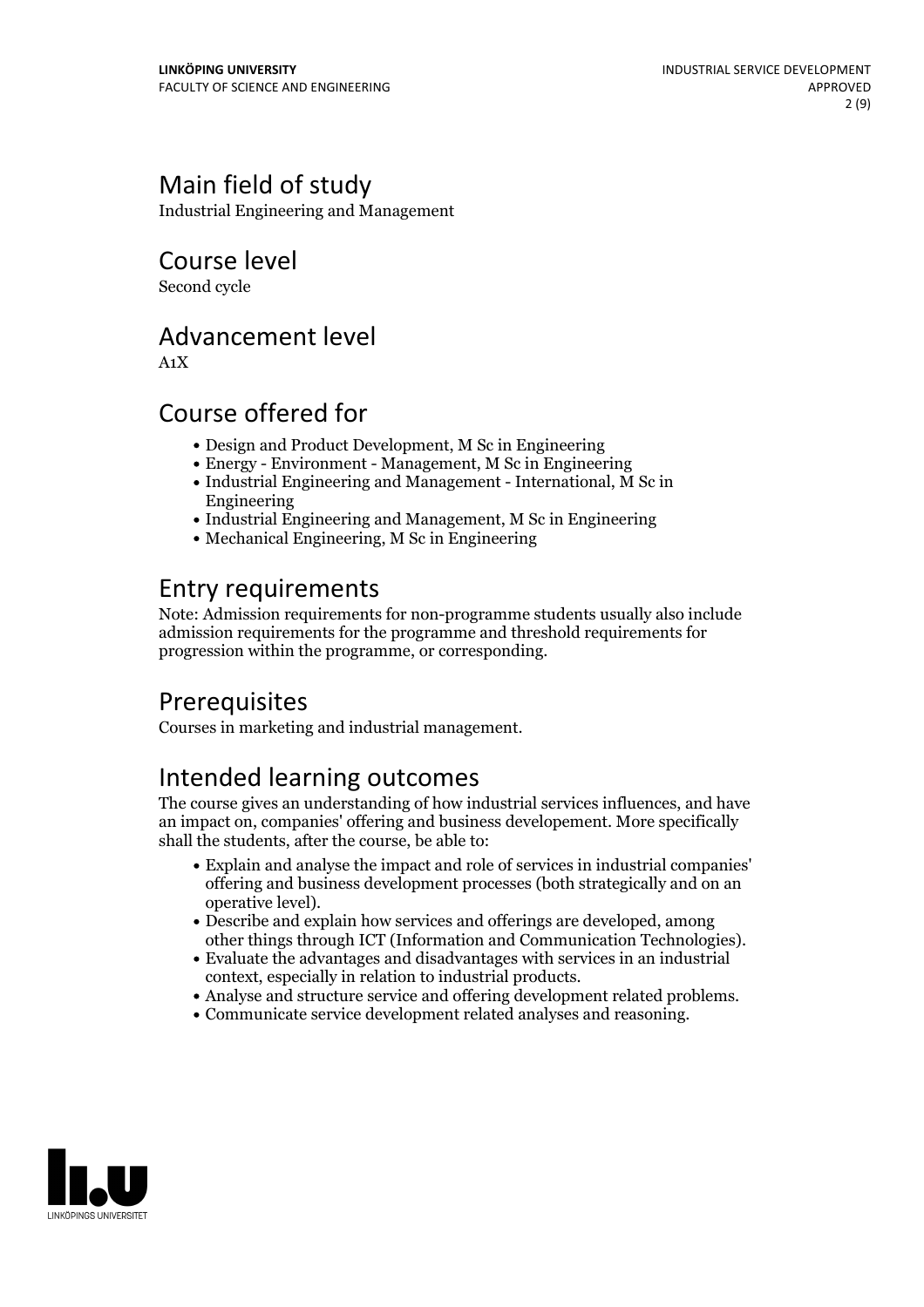## Main field of study

Industrial Engineering and Management

## Course level

Second cycle

## Advancement level

A1X

## Course offered for

- Design and Product Development, M Sc in Engineering
- Energy - Environment - Management, M Sc in Engineering
- Industrial Engineering and Management - International, M Sc in Engineering
- Industrial Engineering and Management, M Sc in Engineering
- Mechanical Engineering, M Sc in Engineering

## Entry requirements

Note: Admission requirements for non-programme students usually also include admission requirements for the programme and threshold requirements for progression within the programme, or corresponding.

## Prerequisites

Courses in marketing and industrial management.

## Intended learning outcomes

The course gives an understanding of how industrial services influences, and have an impact on, companies' offering and business developement. More specifically shall the students, after the course, be able to:

- Explain and analyse the impact and role of services in industrial companies' offering and business development processes (both strategically and on an operative level).
- Describe and explain how services and offerings are developed, among other things through ICT (Information and Communication Technologies).
- Evaluate the advantages and disadvantages with services in an industrial context, especially in relation to industrial products.
- Analyse and structure service and offering development related problems.
- Communicate service development related analyses and reasoning.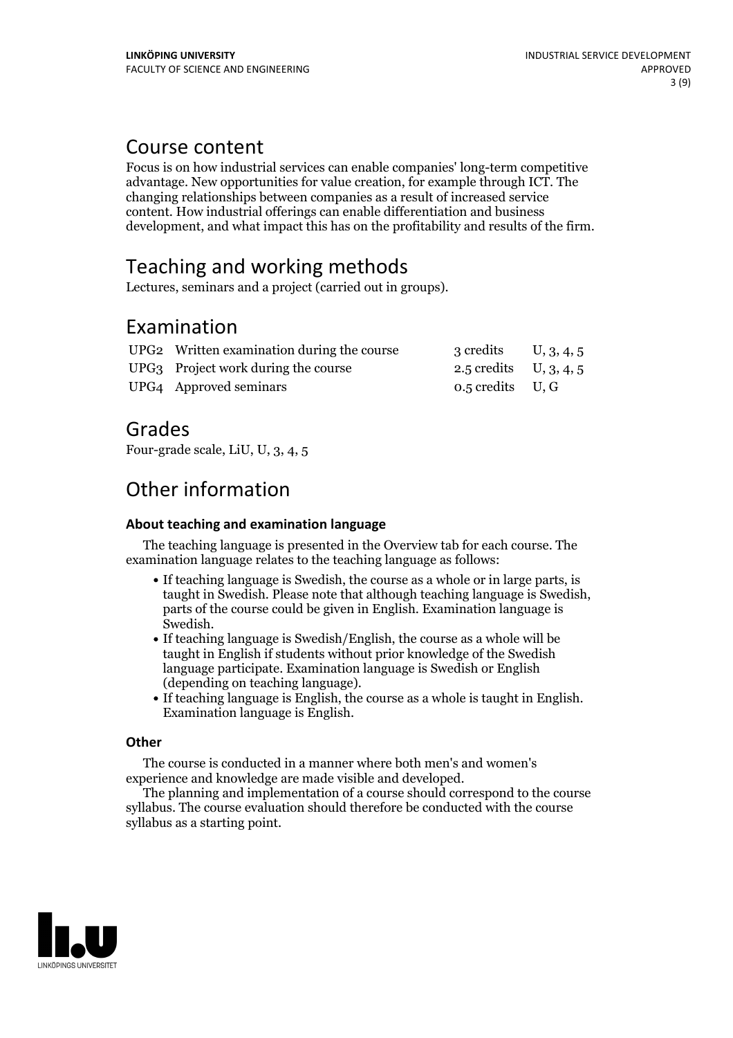# Course content

Focus is on how industrial services can enable companies' long-term competitive advantage. New opportunities for value creation, for example through ICT. The changing relationships between companies as a result of increased service content. How industrial offerings can enable differentiation and business development, and what impact this has on the profitability and results of the firm.

# Teaching and working methods

Lectures, seminars and a project (carried out in groups).

# Examination

| | | | |
|---|---|---|---|
| UPG2 | Written examination during the course | 3 credits | U, 3, 4, 5 |
| UPG3 | Project work during the course | 2.5 credits | U, 3, 4, 5 |
| UPG4 | Approved seminars | 0.5 credits | U, G |

# Grades

Four-grade scale, LiU, U, 3, 4, 5

# Other information

### About teaching and examination language

The teaching language is presented in the Overview tab for each course. The examination language relates to the teaching language as follows:

- If teaching language is Swedish, the course as a whole or in large parts, is taught in Swedish. Please note that although teaching language is Swedish, parts of the course could be given in English. Examination language is Swedish.
- If teaching language is Swedish/English, the course as a whole will be taught in English if students without prior knowledge of the Swedish language participate. Examination language is Swedish or English (depending on teaching language).
- If teaching language is English, the course as a whole is taught in English. Examination language is English.

### Other

The course is conducted in a manner where both men's and women's experience and knowledge are made visible and developed.

The planning and implementation of a course should correspond to the course syllabus. The course evaluation should therefore be conducted with the course syllabus as a starting point.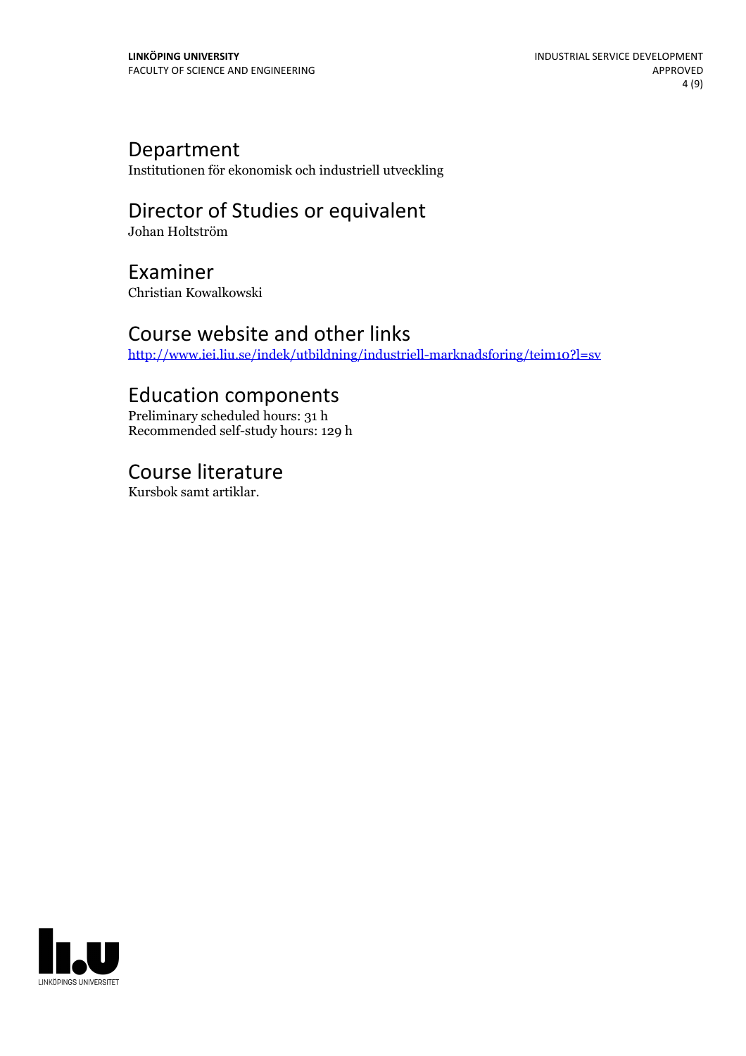## Department

Institutionen för ekonomisk och industriell utveckling

## Director of Studies or equivalent

Johan Holtström

## Examiner

Christian Kowalkowski

## Course website and other links

http://www.iei.liu.se/indek/utbildning/industriell-marknadsforing/teim10?l=sv

## Education components

Preliminary scheduled hours: 31 h
Recommended self-study hours: 129 h

## Course literature

Kursbok samt artiklar.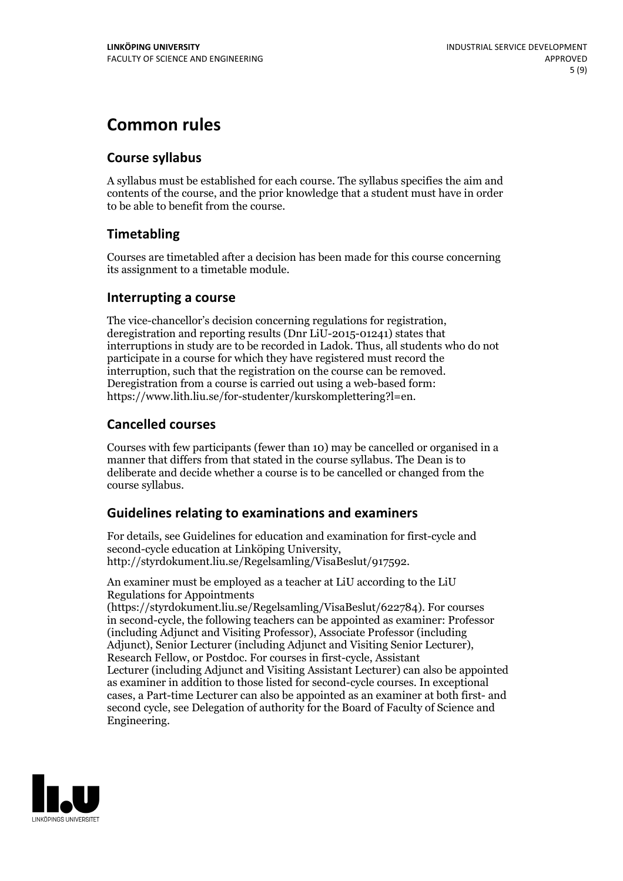# Common rules

## Course syllabus

A syllabus must be established for each course. The syllabus specifies the aim and contents of the course, and the prior knowledge that a student must have in order to be able to benefit from the course.

## Timetabling

Courses are timetabled after a decision has been made for this course concerning its assignment to a timetable module.

## Interrupting a course

The vice-chancellor's decision concerning regulations for registration, deregistration and reporting results (Dnr LiU-2015-01241) states that interruptions in study are to be recorded in Ladok. Thus, all students who do not participate in a course for which they have registered must record the interruption, such that the registration on the course can be removed. Deregistration from a course is carried out using a web-based form: https://www.lith.liu.se/for-studenter/kurskomplettering?l=en.

## Cancelled courses

Courses with few participants (fewer than 10) may be cancelled or organised in a manner that differs from that stated in the course syllabus. The Dean is to deliberate and decide whether a course is to be cancelled or changed from the course syllabus.

## Guidelines relating to examinations and examiners

For details, see Guidelines for education and examination for first-cycle and second-cycle education at Linköping University, http://styrdokument.liu.se/Regelsamling/VisaBeslut/917592.

An examiner must be employed as a teacher at LiU according to the LiU Regulations for Appointments (https://styrdokument.liu.se/Regelsamling/VisaBeslut/622784). For courses in second-cycle, the following teachers can be appointed as examiner: Professor (including Adjunct and Visiting Professor), Associate Professor (including Adjunct), Senior Lecturer (including Adjunct and Visiting Senior Lecturer), Research Fellow, or Postdoc. For courses in first-cycle, Assistant Lecturer (including Adjunct and Visiting Assistant Lecturer) can also be appointed as examiner in addition to those listed for second-cycle courses. In exceptional cases, a Part-time Lecturer can also be appointed as an examiner at both first- and second cycle, see Delegation of authority for the Board of Faculty of Science and Engineering.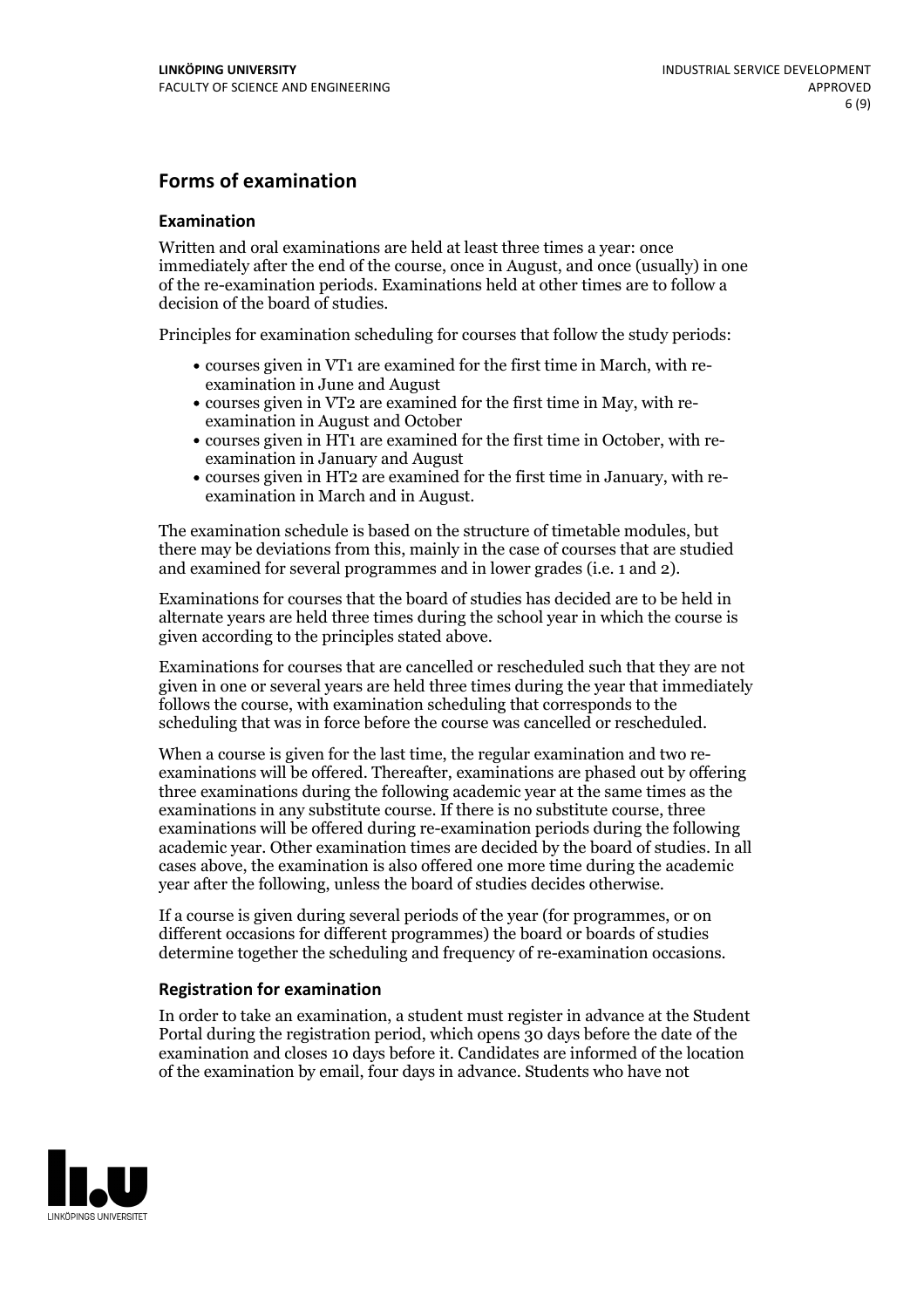## Forms of examination

### Examination

Written and oral examinations are held at least three times a year: once immediately after the end of the course, once in August, and once (usually) in one of the re-examination periods. Examinations held at other times are to follow a decision of the board of studies.

Principles for examination scheduling for courses that follow the study periods:

- courses given in VT1 are examined for the first time in March, with re-examination in June and August
- courses given in VT2 are examined for the first time in May, with re-examination in August and October
- courses given in HT1 are examined for the first time in October, with re-examination in January and August
- courses given in HT2 are examined for the first time in January, with re-examination in March and in August.

The examination schedule is based on the structure of timetable modules, but there may be deviations from this, mainly in the case of courses that are studied and examined for several programmes and in lower grades (i.e. 1 and 2).

Examinations for courses that the board of studies has decided are to be held in alternate years are held three times during the school year in which the course is given according to the principles stated above.

Examinations for courses that are cancelled or rescheduled such that they are not given in one or several years are held three times during the year that immediately follows the course, with examination scheduling that corresponds to the scheduling that was in force before the course was cancelled or rescheduled.

When a course is given for the last time, the regular examination and two re-examinations will be offered. Thereafter, examinations are phased out by offering three examinations during the following academic year at the same times as the examinations in any substitute course. If there is no substitute course, three examinations will be offered during re-examination periods during the following academic year. Other examination times are decided by the board of studies. In all cases above, the examination is also offered one more time during the academic year after the following, unless the board of studies decides otherwise.

If a course is given during several periods of the year (for programmes, or on different occasions for different programmes) the board or boards of studies determine together the scheduling and frequency of re-examination occasions.

### Registration for examination

In order to take an examination, a student must register in advance at the Student Portal during the registration period, which opens 30 days before the date of the examination and closes 10 days before it. Candidates are informed of the location of the examination by email, four days in advance. Students who have not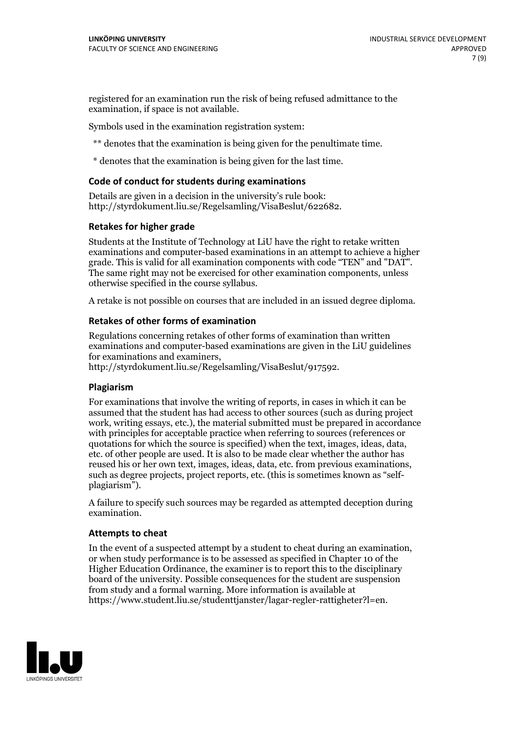registered for an examination run the risk of being refused admittance to the examination, if space is not available.

Symbols used in the examination registration system:

** denotes that the examination is being given for the penultimate time.

* denotes that the examination is being given for the last time.

### Code of conduct for students during examinations

Details are given in a decision in the university's rule book: http://styrdokument.liu.se/Regelsamling/VisaBeslut/622682.

### Retakes for higher grade

Students at the Institute of Technology at LiU have the right to retake written examinations and computer-based examinations in an attempt to achieve a higher grade. This is valid for all examination components with code "TEN" and "DAT". The same right may not be exercised for other examination components, unless otherwise specified in the course syllabus.

A retake is not possible on courses that are included in an issued degree diploma.

### Retakes of other forms of examination

Regulations concerning retakes of other forms of examination than written examinations and computer-based examinations are given in the LiU guidelines for examinations and examiners, http://styrdokument.liu.se/Regelsamling/VisaBeslut/917592.

### Plagiarism

For examinations that involve the writing of reports, in cases in which it can be assumed that the student has had access to other sources (such as during project work, writing essays, etc.), the material submitted must be prepared in accordance with principles for acceptable practice when referring to sources (references or quotations for which the source is specified) when the text, images, ideas, data, etc. of other people are used. It is also to be made clear whether the author has reused his or her own text, images, ideas, data, etc. from previous examinations, such as degree projects, project reports, etc. (this is sometimes known as "self-plagiarism").

A failure to specify such sources may be regarded as attempted deception during examination.

### Attempts to cheat

In the event of a suspected attempt by a student to cheat during an examination, or when study performance is to be assessed as specified in Chapter 10 of the Higher Education Ordinance, the examiner is to report this to the disciplinary board of the university. Possible consequences for the student are suspension from study and a formal warning. More information is available at https://www.student.liu.se/studenttjanster/lagar-regler-rattigheter?l=en.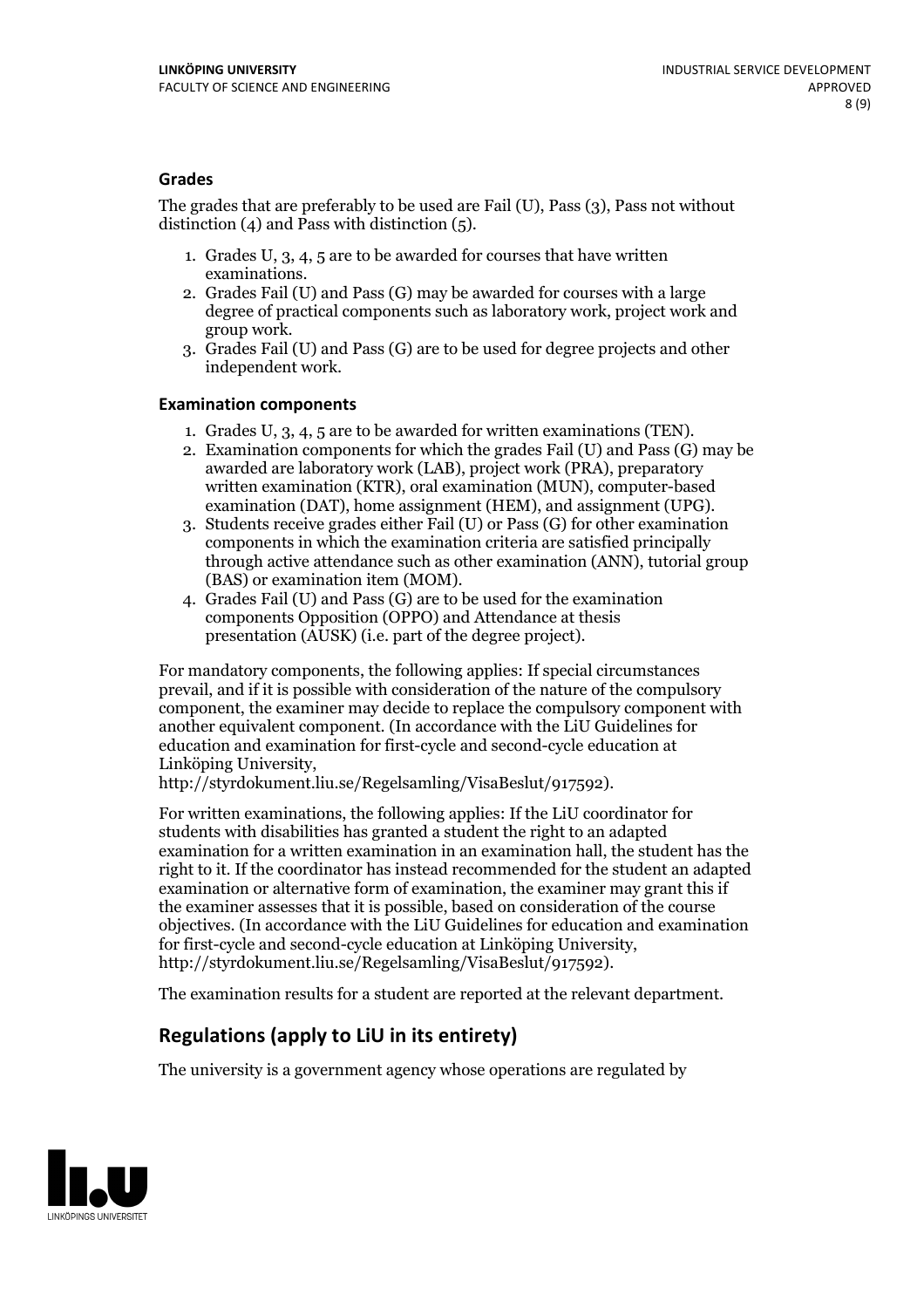### Grades

The grades that are preferably to be used are Fail (U), Pass (3), Pass not without distinction (4) and Pass with distinction (5).

1. Grades U, 3, 4, 5 are to be awarded for courses that have written examinations.
2. Grades Fail (U) and Pass (G) may be awarded for courses with a large degree of practical components such as laboratory work, project work and group work.
3. Grades Fail (U) and Pass (G) are to be used for degree projects and other independent work.

### Examination components

1. Grades U, 3, 4, 5 are to be awarded for written examinations (TEN).
2. Examination components for which the grades Fail (U) and Pass (G) may be awarded are laboratory work (LAB), project work (PRA), preparatory written examination (KTR), oral examination (MUN), computer-based examination (DAT), home assignment (HEM), and assignment (UPG).
3. Students receive grades either Fail (U) or Pass (G) for other examination components in which the examination criteria are satisfied principally through active attendance such as other examination (ANN), tutorial group (BAS) or examination item (MOM).
4. Grades Fail (U) and Pass (G) are to be used for the examination components Opposition (OPPO) and Attendance at thesis presentation (AUSK) (i.e. part of the degree project).

For mandatory components, the following applies: If special circumstances prevail, and if it is possible with consideration of the nature of the compulsory component, the examiner may decide to replace the compulsory component with another equivalent component. (In accordance with the LiU Guidelines for education and examination for first-cycle and second-cycle education at Linköping University, http://styrdokument.liu.se/Regelsamling/VisaBeslut/917592).

For written examinations, the following applies: If the LiU coordinator for students with disabilities has granted a student the right to an adapted examination for a written examination in an examination hall, the student has the right to it. If the coordinator has instead recommended for the student an adapted examination or alternative form of examination, the examiner may grant this if the examiner assesses that it is possible, based on consideration of the course objectives. (In accordance with the LiU Guidelines for education and examination for first-cycle and second-cycle education at Linköping University, http://styrdokument.liu.se/Regelsamling/VisaBeslut/917592).

The examination results for a student are reported at the relevant department.

## Regulations (apply to LiU in its entirety)

The university is a government agency whose operations are regulated by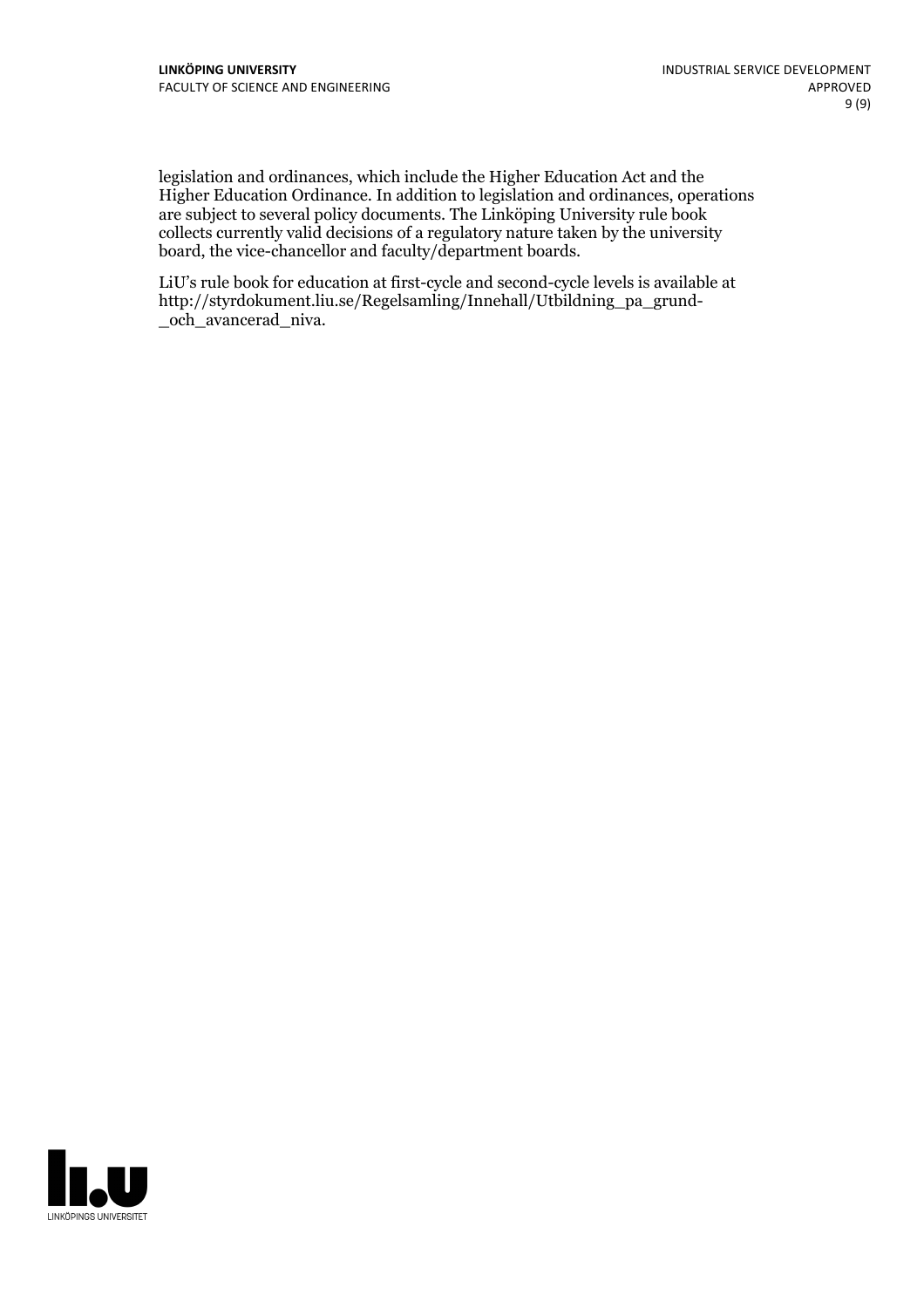legislation and ordinances, which include the Higher Education Act and the Higher Education Ordinance. In addition to legislation and ordinances, operations are subject to several policy documents. The Linköping University rule book collects currently valid decisions of a regulatory nature taken by the university board, the vice-chancellor and faculty/department boards.

LiU's rule book for education at first-cycle and second-cycle levels is available at http://styrdokument.liu.se/Regelsamling/Innehall/Utbildning_pa_grund-_och_avancerad_niva.